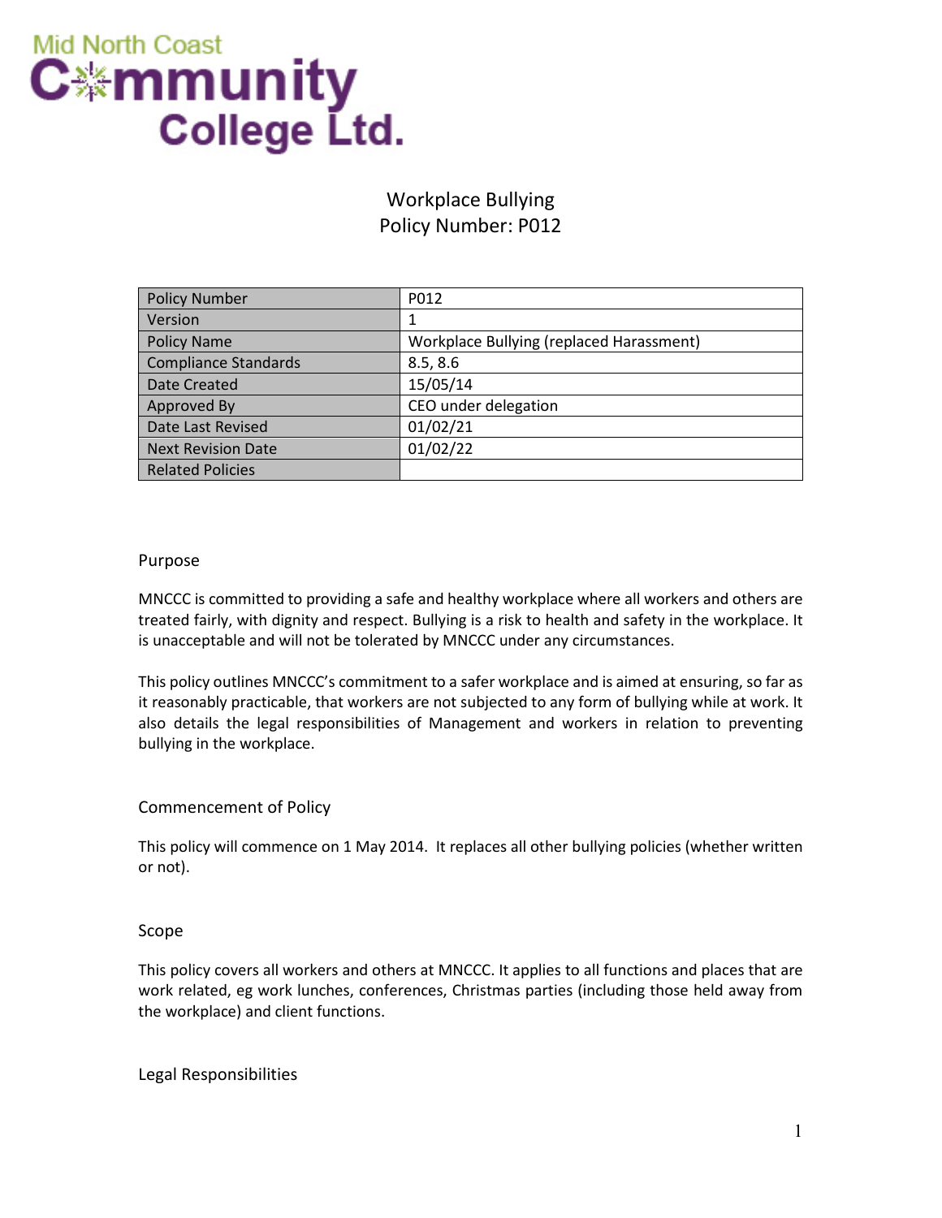Mid North Coast Community College Ltd.

# Workplace Bullying
# Policy Number: P012

| Policy Number | P012 |
|---|---|
| Version | 1 |
| Policy Name | Workplace Bullying (replaced Harassment) |
| Compliance Standards | 8.5, 8.6 |
| Date Created | 15/05/14 |
| Approved By | CEO under delegation |
| Date Last Revised | 01/02/21 |
| Next Revision Date | 01/02/22 |
| Related Policies | |

## Purpose

MNCCC is committed to providing a safe and healthy workplace where all workers and others are treated fairly, with dignity and respect. Bullying is a risk to health and safety in the workplace. It is unacceptable and will not be tolerated by MNCCC under any circumstances.

This policy outlines MNCCC's commitment to a safer workplace and is aimed at ensuring, so far as it reasonably practicable, that workers are not subjected to any form of bullying while at work. It also details the legal responsibilities of Management and workers in relation to preventing bullying in the workplace.

## Commencement of Policy

This policy will commence on 1 May 2014. It replaces all other bullying policies (whether written or not).

## Scope

This policy covers all workers and others at MNCCC. It applies to all functions and places that are work related, eg work lunches, conferences, Christmas parties (including those held away from the workplace) and client functions.

## Legal Responsibilities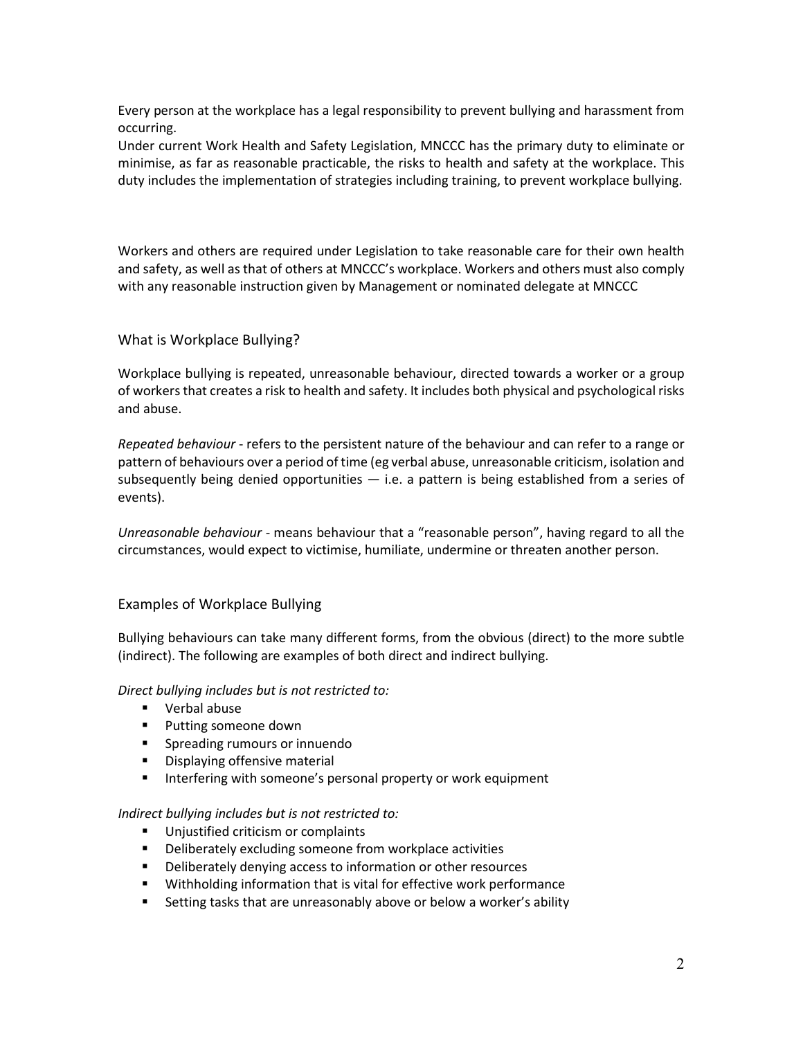Every person at the workplace has a legal responsibility to prevent bullying and harassment from occurring.

Under current Work Health and Safety Legislation, MNCCC has the primary duty to eliminate or minimise, as far as reasonable practicable, the risks to health and safety at the workplace. This duty includes the implementation of strategies including training, to prevent workplace bullying.

Workers and others are required under Legislation to take reasonable care for their own health and safety, as well as that of others at MNCCC's workplace. Workers and others must also comply with any reasonable instruction given by Management or nominated delegate at MNCCC

## What is Workplace Bullying?

Workplace bullying is repeated, unreasonable behaviour, directed towards a worker or a group of workers that creates a risk to health and safety. It includes both physical and psychological risks and abuse.

*Repeated behaviour* - refers to the persistent nature of the behaviour and can refer to a range or pattern of behaviours over a period of time (eg verbal abuse, unreasonable criticism, isolation and subsequently being denied opportunities — i.e. a pattern is being established from a series of events).

*Unreasonable behaviour* - means behaviour that a "reasonable person", having regard to all the circumstances, would expect to victimise, humiliate, undermine or threaten another person.

## Examples of Workplace Bullying

Bullying behaviours can take many different forms, from the obvious (direct) to the more subtle (indirect). The following are examples of both direct and indirect bullying.

*Direct bullying includes but is not restricted to:*

- Verbal abuse
- Putting someone down
- Spreading rumours or innuendo
- Displaying offensive material
- Interfering with someone's personal property or work equipment

*Indirect bullying includes but is not restricted to:*

- Unjustified criticism or complaints
- Deliberately excluding someone from workplace activities
- Deliberately denying access to information or other resources
- Withholding information that is vital for effective work performance
- Setting tasks that are unreasonably above or below a worker's ability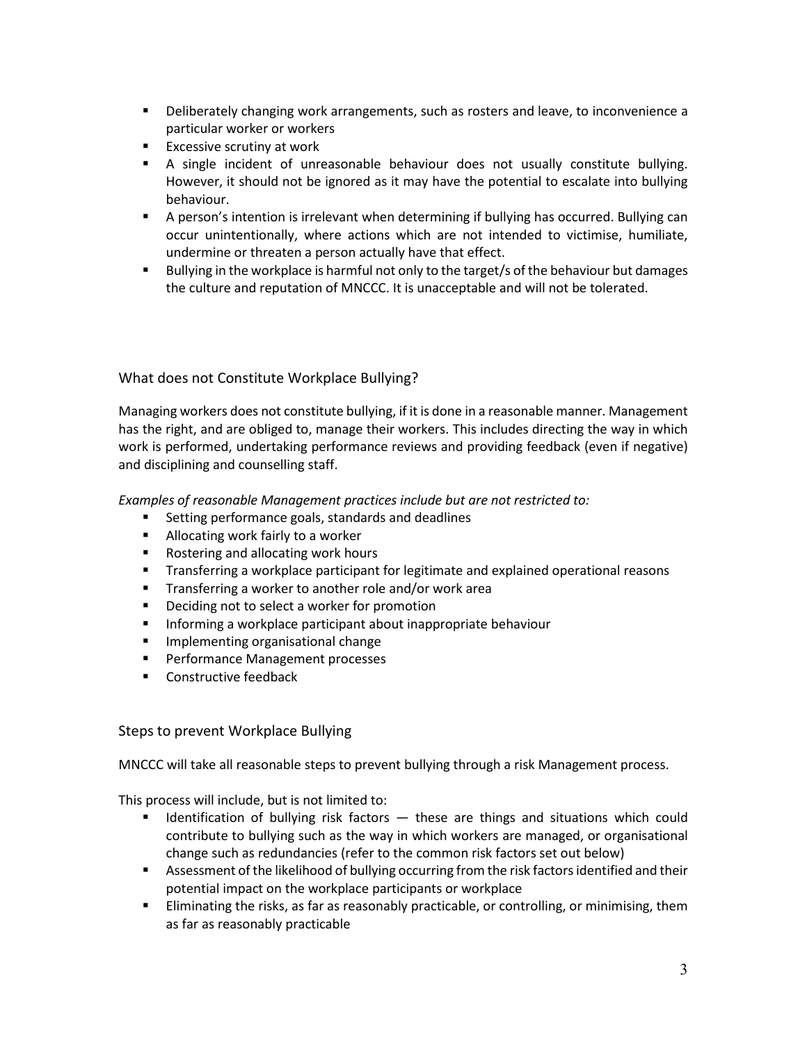- Deliberately changing work arrangements, such as rosters and leave, to inconvenience a particular worker or workers
- Excessive scrutiny at work
- A single incident of unreasonable behaviour does not usually constitute bullying. However, it should not be ignored as it may have the potential to escalate into bullying behaviour.
- A person's intention is irrelevant when determining if bullying has occurred. Bullying can occur unintentionally, where actions which are not intended to victimise, humiliate, undermine or threaten a person actually have that effect.
- Bullying in the workplace is harmful not only to the target/s of the behaviour but damages the culture and reputation of MNCCC. It is unacceptable and will not be tolerated.

## What does not Constitute Workplace Bullying?

Managing workers does not constitute bullying, if it is done in a reasonable manner. Management has the right, and are obliged to, manage their workers. This includes directing the way in which work is performed, undertaking performance reviews and providing feedback (even if negative) and disciplining and counselling staff.

*Examples of reasonable Management practices include but are not restricted to:*

- Setting performance goals, standards and deadlines
- Allocating work fairly to a worker
- Rostering and allocating work hours
- Transferring a workplace participant for legitimate and explained operational reasons
- Transferring a worker to another role and/or work area
- Deciding not to select a worker for promotion
- Informing a workplace participant about inappropriate behaviour
- Implementing organisational change
- Performance Management processes
- Constructive feedback

## Steps to prevent Workplace Bullying

MNCCC will take all reasonable steps to prevent bullying through a risk Management process.

This process will include, but is not limited to:

- Identification of bullying risk factors — these are things and situations which could contribute to bullying such as the way in which workers are managed, or organisational change such as redundancies (refer to the common risk factors set out below)
- Assessment of the likelihood of bullying occurring from the risk factors identified and their potential impact on the workplace participants or workplace
- Eliminating the risks, as far as reasonably practicable, or controlling, or minimising, them as far as reasonably practicable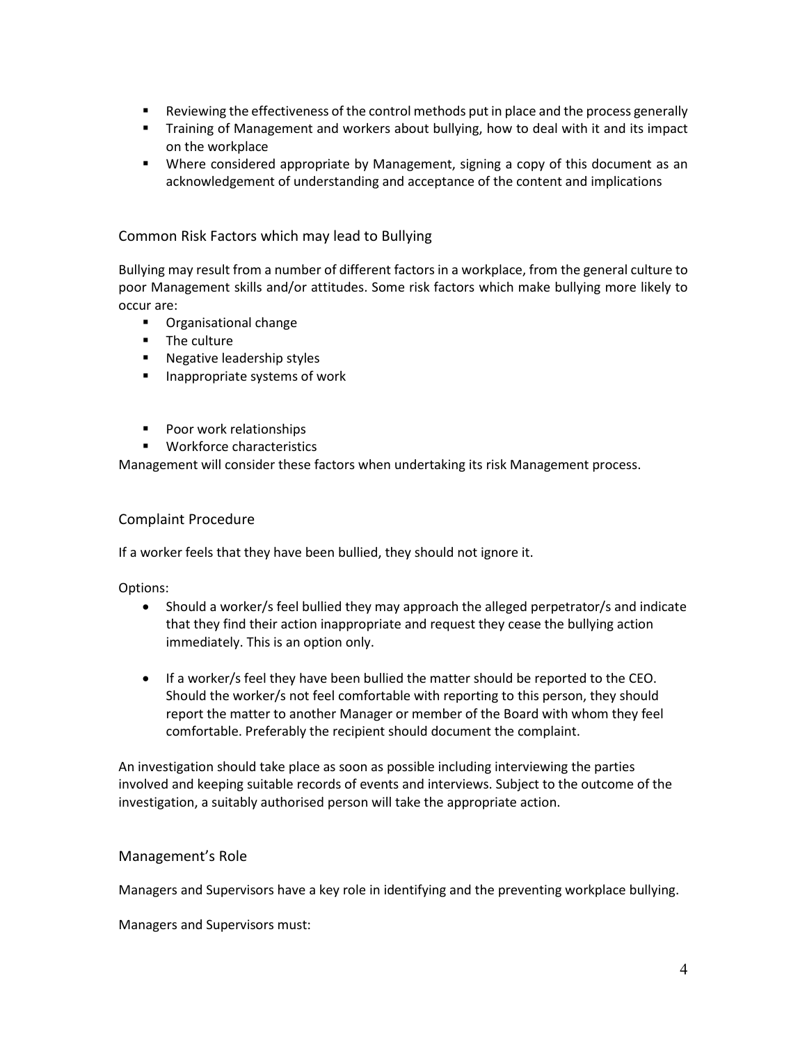- Reviewing the effectiveness of the control methods put in place and the process generally
- Training of Management and workers about bullying, how to deal with it and its impact on the workplace
- Where considered appropriate by Management, signing a copy of this document as an acknowledgement of understanding and acceptance of the content and implications

## Common Risk Factors which may lead to Bullying

Bullying may result from a number of different factors in a workplace, from the general culture to poor Management skills and/or attitudes. Some risk factors which make bullying more likely to occur are:

- Organisational change
- The culture
- Negative leadership styles
- Inappropriate systems of work
- Poor work relationships
- Workforce characteristics

Management will consider these factors when undertaking its risk Management process.

## Complaint Procedure

If a worker feels that they have been bullied, they should not ignore it.

Options:

- Should a worker/s feel bullied they may approach the alleged perpetrator/s and indicate that they find their action inappropriate and request they cease the bullying action immediately. This is an option only.
- If a worker/s feel they have been bullied the matter should be reported to the CEO. Should the worker/s not feel comfortable with reporting to this person, they should report the matter to another Manager or member of the Board with whom they feel comfortable. Preferably the recipient should document the complaint.

An investigation should take place as soon as possible including interviewing the parties involved and keeping suitable records of events and interviews. Subject to the outcome of the investigation, a suitably authorised person will take the appropriate action.

## Management's Role

Managers and Supervisors have a key role in identifying and the preventing workplace bullying.

Managers and Supervisors must: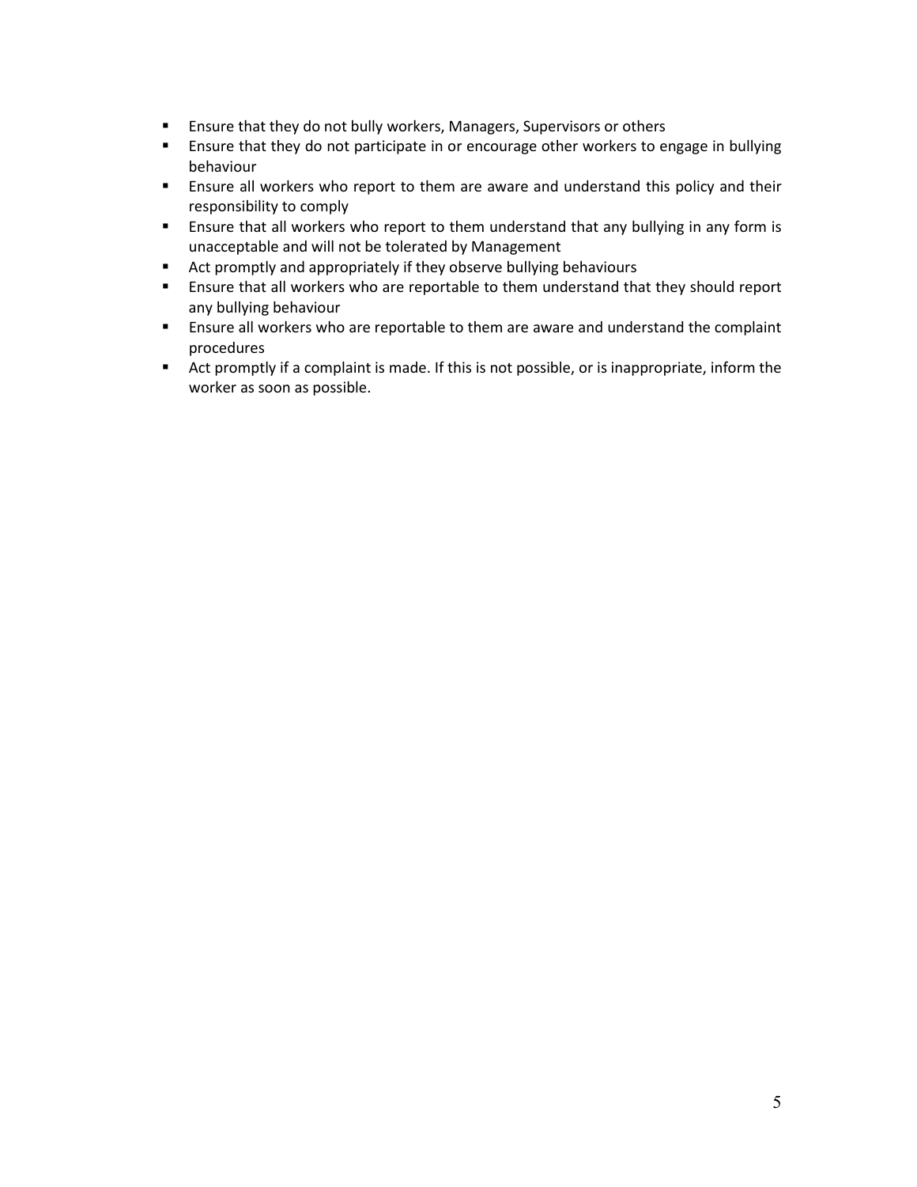- Ensure that they do not bully workers, Managers, Supervisors or others
- Ensure that they do not participate in or encourage other workers to engage in bullying behaviour
- Ensure all workers who report to them are aware and understand this policy and their responsibility to comply
- Ensure that all workers who report to them understand that any bullying in any form is unacceptable and will not be tolerated by Management
- Act promptly and appropriately if they observe bullying behaviours
- Ensure that all workers who are reportable to them understand that they should report any bullying behaviour
- Ensure all workers who are reportable to them are aware and understand the complaint procedures
- Act promptly if a complaint is made. If this is not possible, or is inappropriate, inform the worker as soon as possible.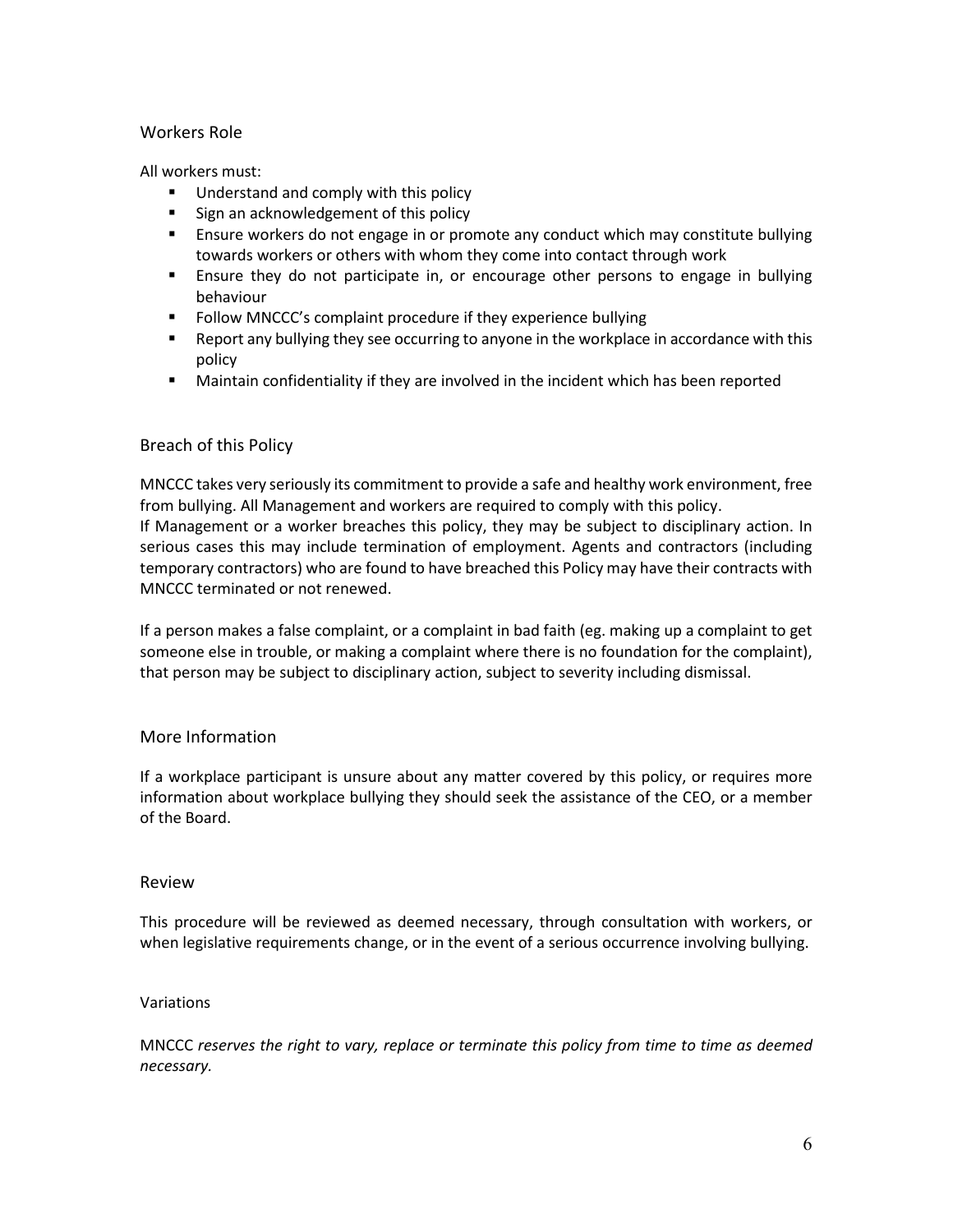## Workers Role

All workers must:

- Understand and comply with this policy
- Sign an acknowledgement of this policy
- Ensure workers do not engage in or promote any conduct which may constitute bullying towards workers or others with whom they come into contact through work
- Ensure they do not participate in, or encourage other persons to engage in bullying behaviour
- Follow MNCCC's complaint procedure if they experience bullying
- Report any bullying they see occurring to anyone in the workplace in accordance with this policy
- Maintain confidentiality if they are involved in the incident which has been reported

## Breach of this Policy

MNCCC takes very seriously its commitment to provide a safe and healthy work environment, free from bullying. All Management and workers are required to comply with this policy.
If Management or a worker breaches this policy, they may be subject to disciplinary action. In serious cases this may include termination of employment. Agents and contractors (including temporary contractors) who are found to have breached this Policy may have their contracts with MNCCC terminated or not renewed.

If a person makes a false complaint, or a complaint in bad faith (eg. making up a complaint to get someone else in trouble, or making a complaint where there is no foundation for the complaint), that person may be subject to disciplinary action, subject to severity including dismissal.

## More Information

If a workplace participant is unsure about any matter covered by this policy, or requires more information about workplace bullying they should seek the assistance of the CEO, or a member of the Board.

## Review

This procedure will be reviewed as deemed necessary, through consultation with workers, or when legislative requirements change, or in the event of a serious occurrence involving bullying.

### Variations

MNCCC *reserves the right to vary, replace or terminate this policy from time to time as deemed necessary.*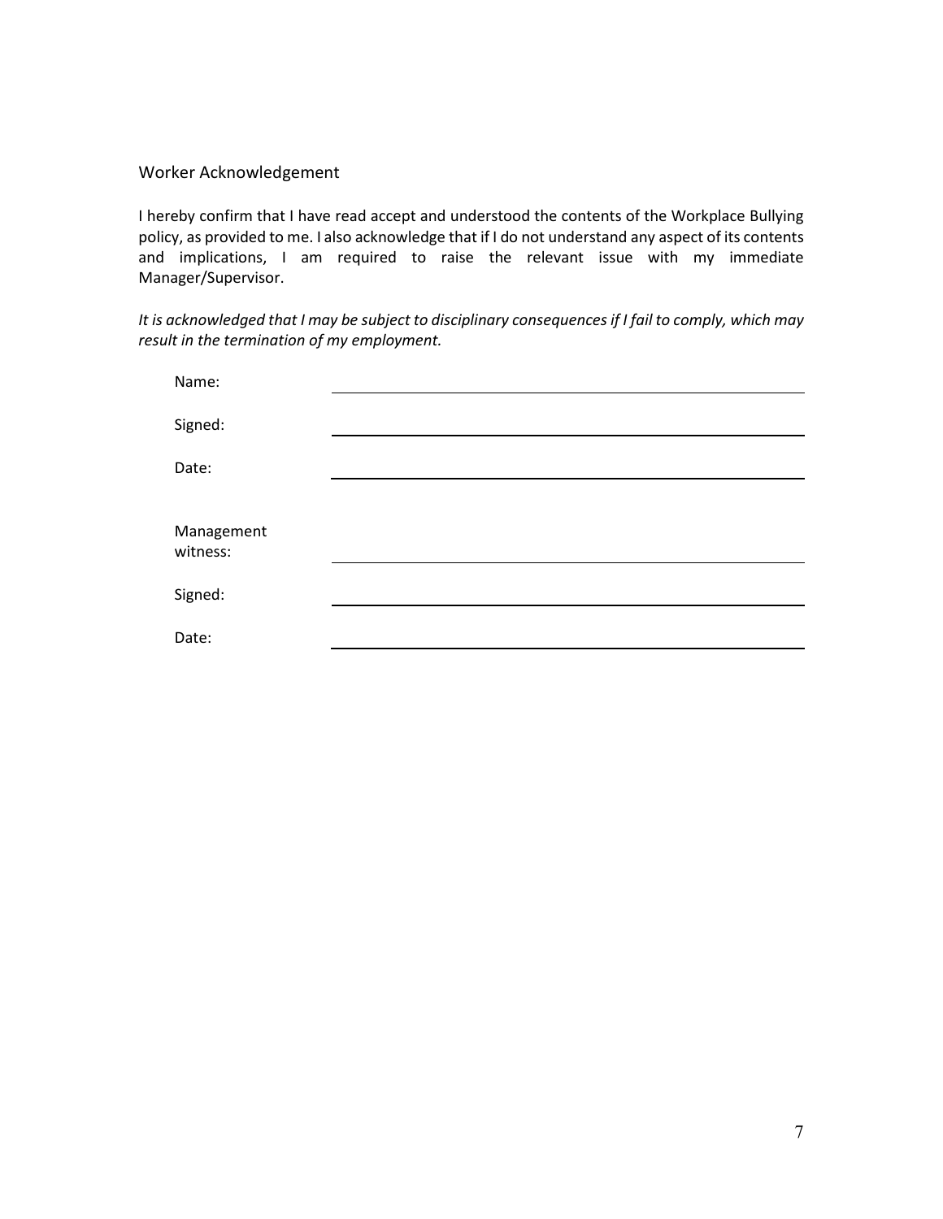## Worker Acknowledgement

I hereby confirm that I have read accept and understood the contents of the Workplace Bullying policy, as provided to me. I also acknowledge that if I do not understand any aspect of its contents and implications, I am required to raise the relevant issue with my immediate Manager/Supervisor.

*It is acknowledged that I may be subject to disciplinary consequences if I fail to comply, which may result in the termination of my employment.*

| | |
|---|---|
| Name: | |
| Signed: | |
| Date: | |
| | |
| Management witness: | |
| Signed: | |
| Date: | |